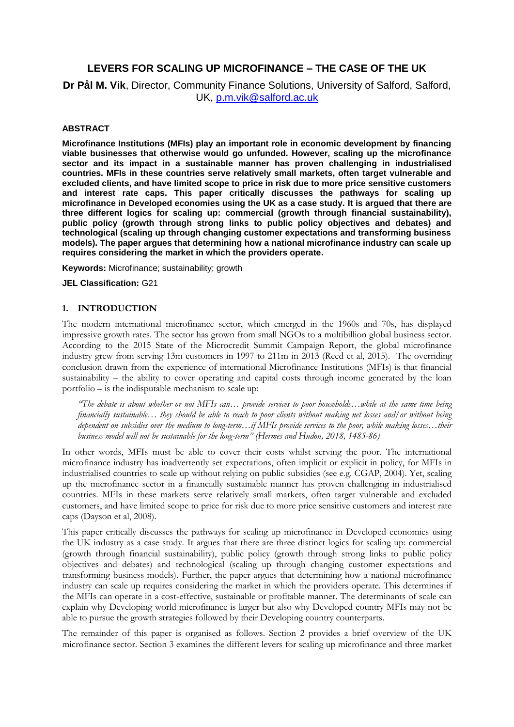# LEVERS FOR SCALING UP MICROFINANCE – THE CASE OF THE UK

**Dr Pål M. Vik**, Director, Community Finance Solutions, University of Salford, Salford, UK, p.m.vik@salford.ac.uk

## ABSTRACT

**Microfinance Institutions (MFIs) play an important role in economic development by financing viable businesses that otherwise would go unfunded. However, scaling up the microfinance sector and its impact in a sustainable manner has proven challenging in industrialised countries. MFIs in these countries serve relatively small markets, often target vulnerable and excluded clients, and have limited scope to price in risk due to more price sensitive customers and interest rate caps. This paper critically discusses the pathways for scaling up microfinance in Developed economies using the UK as a case study. It is argued that there are three different logics for scaling up: commercial (growth through financial sustainability), public policy (growth through strong links to public policy objectives and debates) and technological (scaling up through changing customer expectations and transforming business models). The paper argues that determining how a national microfinance industry can scale up requires considering the market in which the providers operate.**

**Keywords:** Microfinance; sustainability; growth

**JEL Classification:** G21

## 1. INTRODUCTION

The modern international microfinance sector, which emerged in the 1960s and 70s, has displayed impressive growth rates. The sector has grown from small NGOs to a multibillion global business sector. According to the 2015 State of the Microcredit Summit Campaign Report, the global microfinance industry grew from serving 13m customers in 1997 to 211m in 2013 (Reed et al, 2015). The overriding conclusion drawn from the experience of international Microfinance Institutions (MFIs) is that financial sustainability – the ability to cover operating and capital costs through income generated by the loan portfolio – is the indisputable mechanism to scale up:

> *"The debate is about whether or not MFIs can… provide services to poor households…while at the same time being financially sustainable… they should be able to reach to poor clients without making net losses and/or without being dependent on subsidies over the medium to long-term…if MFIs provide services to the poor, while making losses…their business model will not be sustainable for the long-term" (Hermes and Hudon, 2018, 1485-86)*

In other words, MFIs must be able to cover their costs whilst serving the poor. The international microfinance industry has inadvertently set expectations, often implicit or explicit in policy, for MFIs in industrialised countries to scale up without relying on public subsidies (see e.g. CGAP, 2004). Yet, scaling up the microfinance sector in a financially sustainable manner has proven challenging in industrialised countries. MFIs in these markets serve relatively small markets, often target vulnerable and excluded customers, and have limited scope to price for risk due to more price sensitive customers and interest rate caps (Dayson et al, 2008).

This paper critically discusses the pathways for scaling up microfinance in Developed economies using the UK industry as a case study. It argues that there are three distinct logics for scaling up: commercial (growth through financial sustainability), public policy (growth through strong links to public policy objectives and debates) and technological (scaling up through changing customer expectations and transforming business models). Further, the paper argues that determining how a national microfinance industry can scale up requires considering the market in which the providers operate. This determines if the MFIs can operate in a cost-effective, sustainable or profitable manner. The determinants of scale can explain why Developing world microfinance is larger but also why Developed country MFIs may not be able to pursue the growth strategies followed by their Developing country counterparts.

The remainder of this paper is organised as follows. Section 2 provides a brief overview of the UK microfinance sector. Section 3 examines the different levers for scaling up microfinance and three market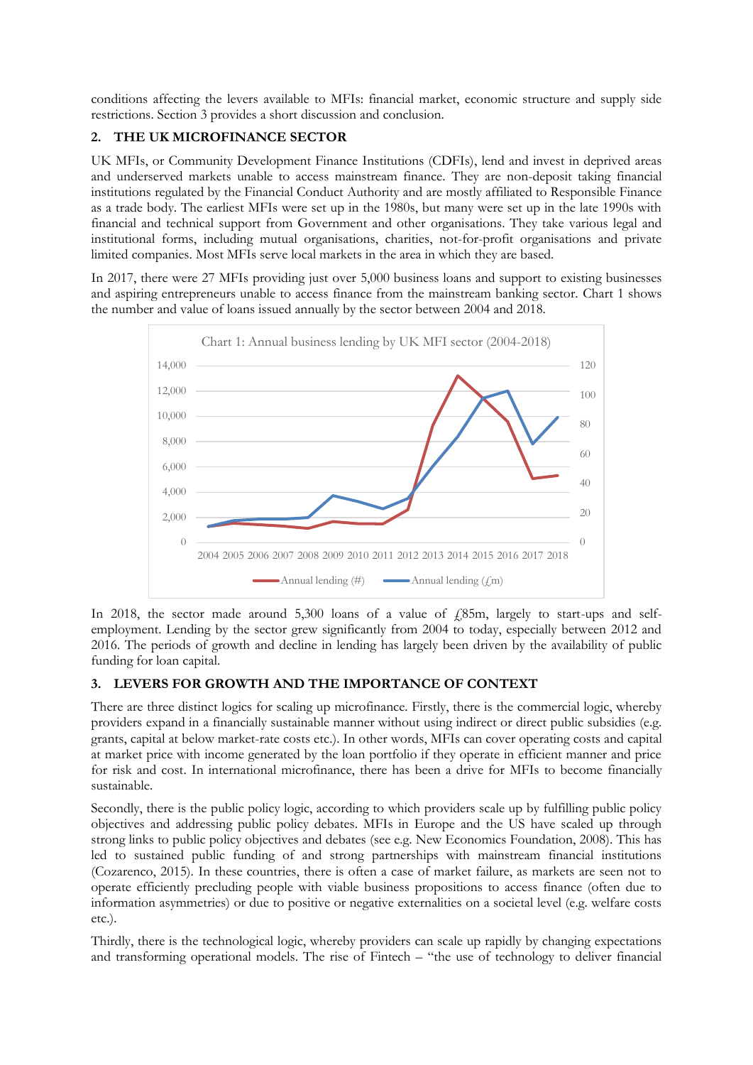conditions affecting the levers available to MFIs: financial market, economic structure and supply side restrictions. Section 3 provides a short discussion and conclusion.

## 2. THE UK MICROFINANCE SECTOR

UK MFIs, or Community Development Finance Institutions (CDFIs), lend and invest in deprived areas and underserved markets unable to access mainstream finance. They are non-deposit taking financial institutions regulated by the Financial Conduct Authority and are mostly affiliated to Responsible Finance as a trade body. The earliest MFIs were set up in the 1980s, but many were set up in the late 1990s with financial and technical support from Government and other organisations. They take various legal and institutional forms, including mutual organisations, charities, not-for-profit organisations and private limited companies. Most MFIs serve local markets in the area in which they are based.

In 2017, there were 27 MFIs providing just over 5,000 business loans and support to existing businesses and aspiring entrepreneurs unable to access finance from the mainstream banking sector. Chart 1 shows the number and value of loans issued annually by the sector between 2004 and 2018.

Chart 1: Annual business lending by UK MFI sector (2004-2018)

In 2018, the sector made around 5,300 loans of a value of £85m, largely to start-ups and self-employment. Lending by the sector grew significantly from 2004 to today, especially between 2012 and 2016. The periods of growth and decline in lending has largely been driven by the availability of public funding for loan capital.

## 3. LEVERS FOR GROWTH AND THE IMPORTANCE OF CONTEXT

There are three distinct logics for scaling up microfinance. Firstly, there is the commercial logic, whereby providers expand in a financially sustainable manner without using indirect or direct public subsidies (e.g. grants, capital at below market-rate costs etc.). In other words, MFIs can cover operating costs and capital at market price with income generated by the loan portfolio if they operate in efficient manner and price for risk and cost. In international microfinance, there has been a drive for MFIs to become financially sustainable.

Secondly, there is the public policy logic, according to which providers scale up by fulfilling public policy objectives and addressing public policy debates. MFIs in Europe and the US have scaled up through strong links to public policy objectives and debates (see e.g. New Economics Foundation, 2008). This has led to sustained public funding of and strong partnerships with mainstream financial institutions (Cozarenco, 2015). In these countries, there is often a case of market failure, as markets are seen not to operate efficiently precluding people with viable business propositions to access finance (often due to information asymmetries) or due to positive or negative externalities on a societal level (e.g. welfare costs etc.).

Thirdly, there is the technological logic, whereby providers can scale up rapidly by changing expectations and transforming operational models. The rise of Fintech – "the use of technology to deliver financial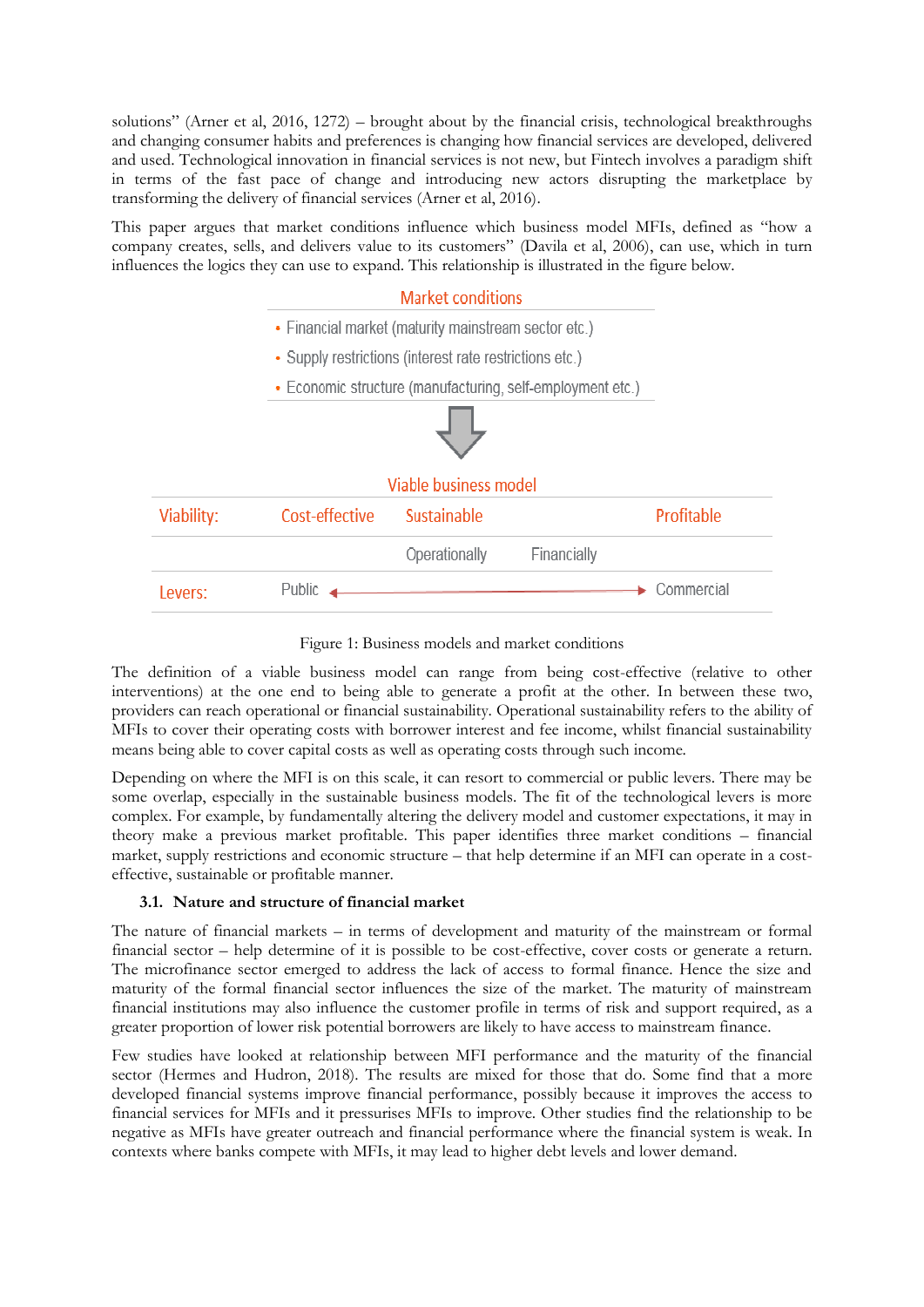solutions" (Arner et al, 2016, 1272) – brought about by the financial crisis, technological breakthroughs and changing consumer habits and preferences is changing how financial services are developed, delivered and used. Technological innovation in financial services is not new, but Fintech involves a paradigm shift in terms of the fast pace of change and introducing new actors disrupting the marketplace by transforming the delivery of financial services (Arner et al, 2016).

This paper argues that market conditions influence which business model MFIs, defined as "how a company creates, sells, and delivers value to its customers" (Davila et al, 2006), can use, which in turn influences the logics they can use to expand. This relationship is illustrated in the figure below.

**Market conditions**

- Financial market (maturity mainstream sector etc.)
- Supply restrictions (interest rate restrictions etc.)
- Economic structure (manufacturing, self-employment etc.)

**Viable business model**

| | | | | |
|---|---|---|---|---|
| Viability: | Cost-effective | Sustainable | | Profitable |
| | | Operationally | Financially | |
| Levers: | Public ← | | | → Commercial |

Figure 1: Business models and market conditions

The definition of a viable business model can range from being cost-effective (relative to other interventions) at the one end to being able to generate a profit at the other. In between these two, providers can reach operational or financial sustainability. Operational sustainability refers to the ability of MFIs to cover their operating costs with borrower interest and fee income, whilst financial sustainability means being able to cover capital costs as well as operating costs through such income.

Depending on where the MFI is on this scale, it can resort to commercial or public levers. There may be some overlap, especially in the sustainable business models. The fit of the technological levers is more complex. For example, by fundamentally altering the delivery model and customer expectations, it may in theory make a previous market profitable. This paper identifies three market conditions – financial market, supply restrictions and economic structure – that help determine if an MFI can operate in a cost-effective, sustainable or profitable manner.

### 3.1. Nature and structure of financial market

The nature of financial markets – in terms of development and maturity of the mainstream or formal financial sector – help determine of it is possible to be cost-effective, cover costs or generate a return. The microfinance sector emerged to address the lack of access to formal finance. Hence the size and maturity of the formal financial sector influences the size of the market. The maturity of mainstream financial institutions may also influence the customer profile in terms of risk and support required, as a greater proportion of lower risk potential borrowers are likely to have access to mainstream finance.

Few studies have looked at relationship between MFI performance and the maturity of the financial sector (Hermes and Hudron, 2018). The results are mixed for those that do. Some find that a more developed financial systems improve financial performance, possibly because it improves the access to financial services for MFIs and it pressurises MFIs to improve. Other studies find the relationship to be negative as MFIs have greater outreach and financial performance where the financial system is weak. In contexts where banks compete with MFIs, it may lead to higher debt levels and lower demand.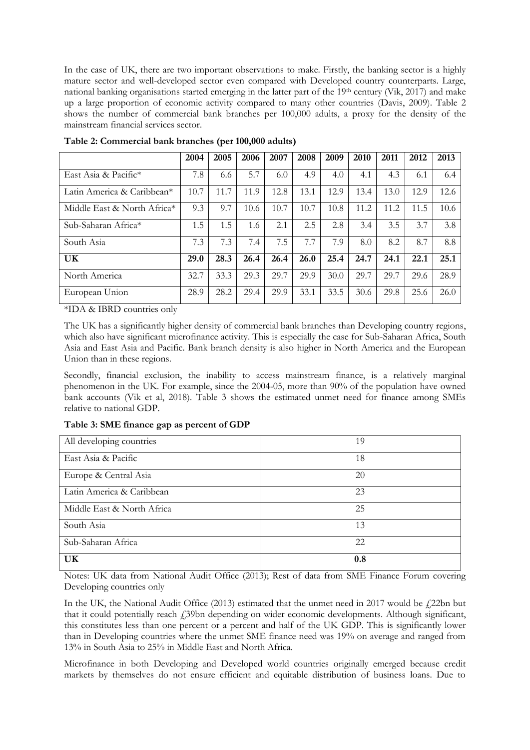In the case of UK, there are two important observations to make. Firstly, the banking sector is a highly mature sector and well-developed sector even compared with Developed country counterparts. Large, national banking organisations started emerging in the latter part of the 19th century (Vik, 2017) and make up a large proportion of economic activity compared to many other countries (Davis, 2009). Table 2 shows the number of commercial bank branches per 100,000 adults, a proxy for the density of the mainstream financial services sector.

**Table 2: Commercial bank branches (per 100,000 adults)**

| | 2004 | 2005 | 2006 | 2007 | 2008 | 2009 | 2010 | 2011 | 2012 | 2013 |
|---|---|---|---|---|---|---|---|---|---|---|
| East Asia & Pacific* | 7.8 | 6.6 | 5.7 | 6.0 | 4.9 | 4.0 | 4.1 | 4.3 | 6.1 | 6.4 |
| Latin America & Caribbean* | 10.7 | 11.7 | 11.9 | 12.8 | 13.1 | 12.9 | 13.4 | 13.0 | 12.9 | 12.6 |
| Middle East & North Africa* | 9.3 | 9.7 | 10.6 | 10.7 | 10.7 | 10.8 | 11.2 | 11.2 | 11.5 | 10.6 |
| Sub-Saharan Africa* | 1.5 | 1.5 | 1.6 | 2.1 | 2.5 | 2.8 | 3.4 | 3.5 | 3.7 | 3.8 |
| South Asia | 7.3 | 7.3 | 7.4 | 7.5 | 7.7 | 7.9 | 8.0 | 8.2 | 8.7 | 8.8 |
| **UK** | **29.0** | **28.3** | **26.4** | **26.4** | **26.0** | **25.4** | **24.7** | **24.1** | **22.1** | **25.1** |
| North America | 32.7 | 33.3 | 29.3 | 29.7 | 29.9 | 30.0 | 29.7 | 29.7 | 29.6 | 28.9 |
| European Union | 28.9 | 28.2 | 29.4 | 29.9 | 33.1 | 33.5 | 30.6 | 29.8 | 25.6 | 26.0 |

*IDA & IBRD countries only

The UK has a significantly higher density of commercial bank branches than Developing country regions, which also have significant microfinance activity. This is especially the case for Sub-Saharan Africa, South Asia and East Asia and Pacific. Bank branch density is also higher in North America and the European Union than in these regions.

Secondly, financial exclusion, the inability to access mainstream finance, is a relatively marginal phenomenon in the UK. For example, since the 2004-05, more than 90% of the population have owned bank accounts (Vik et al, 2018). Table 3 shows the estimated unmet need for finance among SMEs relative to national GDP.

**Table 3: SME finance gap as percent of GDP**

| | |
|---|---|
| All developing countries | 19 |
| East Asia & Pacific | 18 |
| Europe & Central Asia | 20 |
| Latin America & Caribbean | 23 |
| Middle East & North Africa | 25 |
| South Asia | 13 |
| Sub-Saharan Africa | 22 |
| **UK** | **0.8** |

Notes: UK data from National Audit Office (2013); Rest of data from SME Finance Forum covering Developing countries only

In the UK, the National Audit Office (2013) estimated that the unmet need in 2017 would be £22bn but that it could potentially reach £39bn depending on wider economic developments. Although significant, this constitutes less than one percent or a percent and half of the UK GDP. This is significantly lower than in Developing countries where the unmet SME finance need was 19% on average and ranged from 13% in South Asia to 25% in Middle East and North Africa.

Microfinance in both Developing and Developed world countries originally emerged because credit markets by themselves do not ensure efficient and equitable distribution of business loans. Due to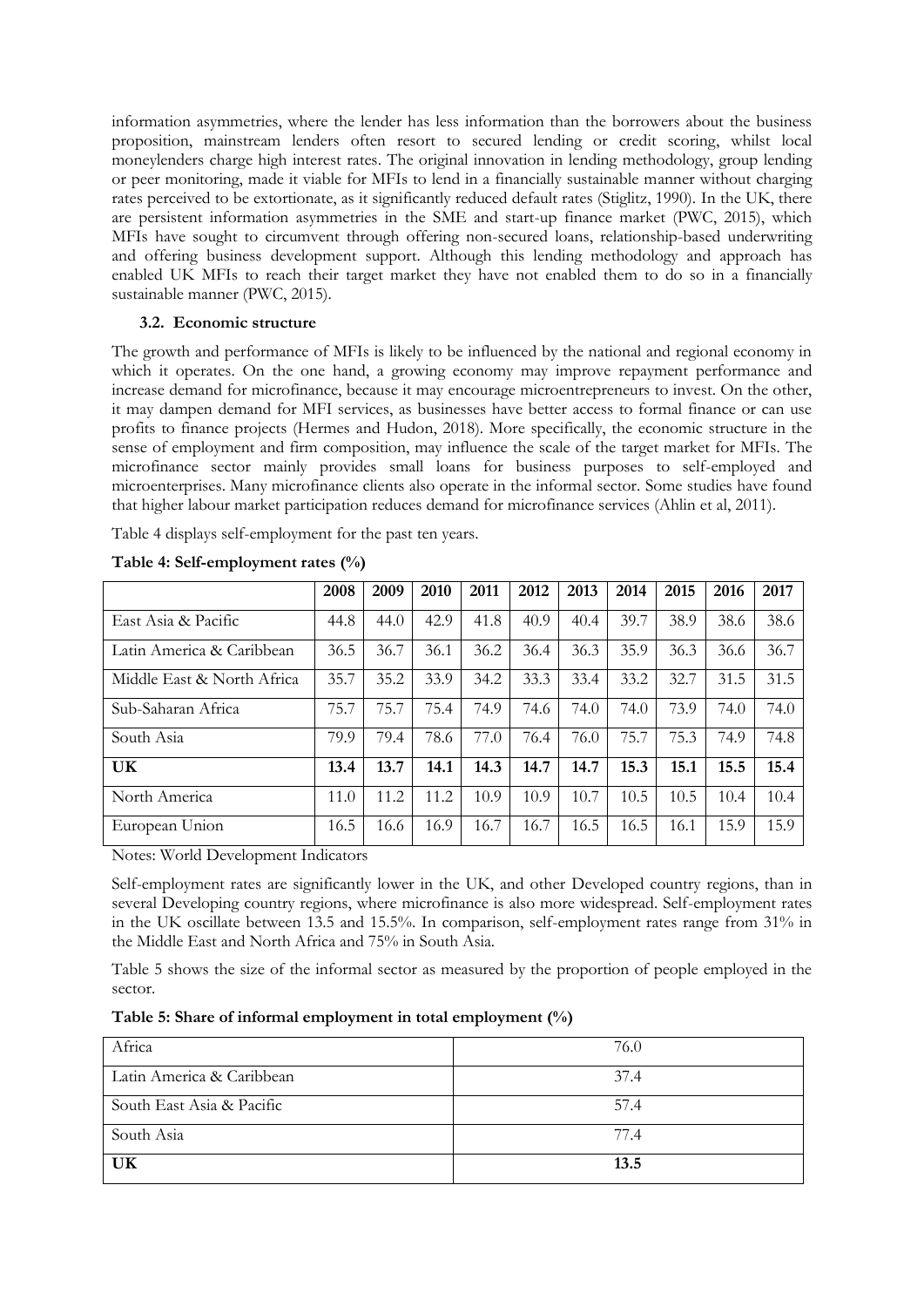information asymmetries, where the lender has less information than the borrowers about the business proposition, mainstream lenders often resort to secured lending or credit scoring, whilst local moneylenders charge high interest rates. The original innovation in lending methodology, group lending or peer monitoring, made it viable for MFIs to lend in a financially sustainable manner without charging rates perceived to be extortionate, as it significantly reduced default rates (Stiglitz, 1990). In the UK, there are persistent information asymmetries in the SME and start-up finance market (PWC, 2015), which MFIs have sought to circumvent through offering non-secured loans, relationship-based underwriting and offering business development support. Although this lending methodology and approach has enabled UK MFIs to reach their target market they have not enabled them to do so in a financially sustainable manner (PWC, 2015).

### 3.2. Economic structure

The growth and performance of MFIs is likely to be influenced by the national and regional economy in which it operates. On the one hand, a growing economy may improve repayment performance and increase demand for microfinance, because it may encourage microentrepreneurs to invest. On the other, it may dampen demand for MFI services, as businesses have better access to formal finance or can use profits to finance projects (Hermes and Hudon, 2018). More specifically, the economic structure in the sense of employment and firm composition, may influence the scale of the target market for MFIs. The microfinance sector mainly provides small loans for business purposes to self-employed and microenterprises. Many microfinance clients also operate in the informal sector. Some studies have found that higher labour market participation reduces demand for microfinance services (Ahlin et al, 2011).

Table 4 displays self-employment for the past ten years.

**Table 4: Self-employment rates (%)**

| | 2008 | 2009 | 2010 | 2011 | 2012 | 2013 | 2014 | 2015 | 2016 | 2017 |
|---|---|---|---|---|---|---|---|---|---|---|
| East Asia & Pacific | 44.8 | 44.0 | 42.9 | 41.8 | 40.9 | 40.4 | 39.7 | 38.9 | 38.6 | 38.6 |
| Latin America & Caribbean | 36.5 | 36.7 | 36.1 | 36.2 | 36.4 | 36.3 | 35.9 | 36.3 | 36.6 | 36.7 |
| Middle East & North Africa | 35.7 | 35.2 | 33.9 | 34.2 | 33.3 | 33.4 | 33.2 | 32.7 | 31.5 | 31.5 |
| Sub-Saharan Africa | 75.7 | 75.7 | 75.4 | 74.9 | 74.6 | 74.0 | 74.0 | 73.9 | 74.0 | 74.0 |
| South Asia | 79.9 | 79.4 | 78.6 | 77.0 | 76.4 | 76.0 | 75.7 | 75.3 | 74.9 | 74.8 |
| **UK** | **13.4** | **13.7** | **14.1** | **14.3** | **14.7** | **14.7** | **15.3** | **15.1** | **15.5** | **15.4** |
| North America | 11.0 | 11.2 | 11.2 | 10.9 | 10.9 | 10.7 | 10.5 | 10.5 | 10.4 | 10.4 |
| European Union | 16.5 | 16.6 | 16.9 | 16.7 | 16.7 | 16.5 | 16.5 | 16.1 | 15.9 | 15.9 |

Notes: World Development Indicators

Self-employment rates are significantly lower in the UK, and other Developed country regions, than in several Developing country regions, where microfinance is also more widespread. Self-employment rates in the UK oscillate between 13.5 and 15.5%. In comparison, self-employment rates range from 31% in the Middle East and North Africa and 75% in South Asia.

Table 5 shows the size of the informal sector as measured by the proportion of people employed in the sector.

**Table 5: Share of informal employment in total employment (%)**

| | |
|---|---|
| Africa | 76.0 |
| Latin America & Caribbean | 37.4 |
| South East Asia & Pacific | 57.4 |
| South Asia | 77.4 |
| **UK** | **13.5** |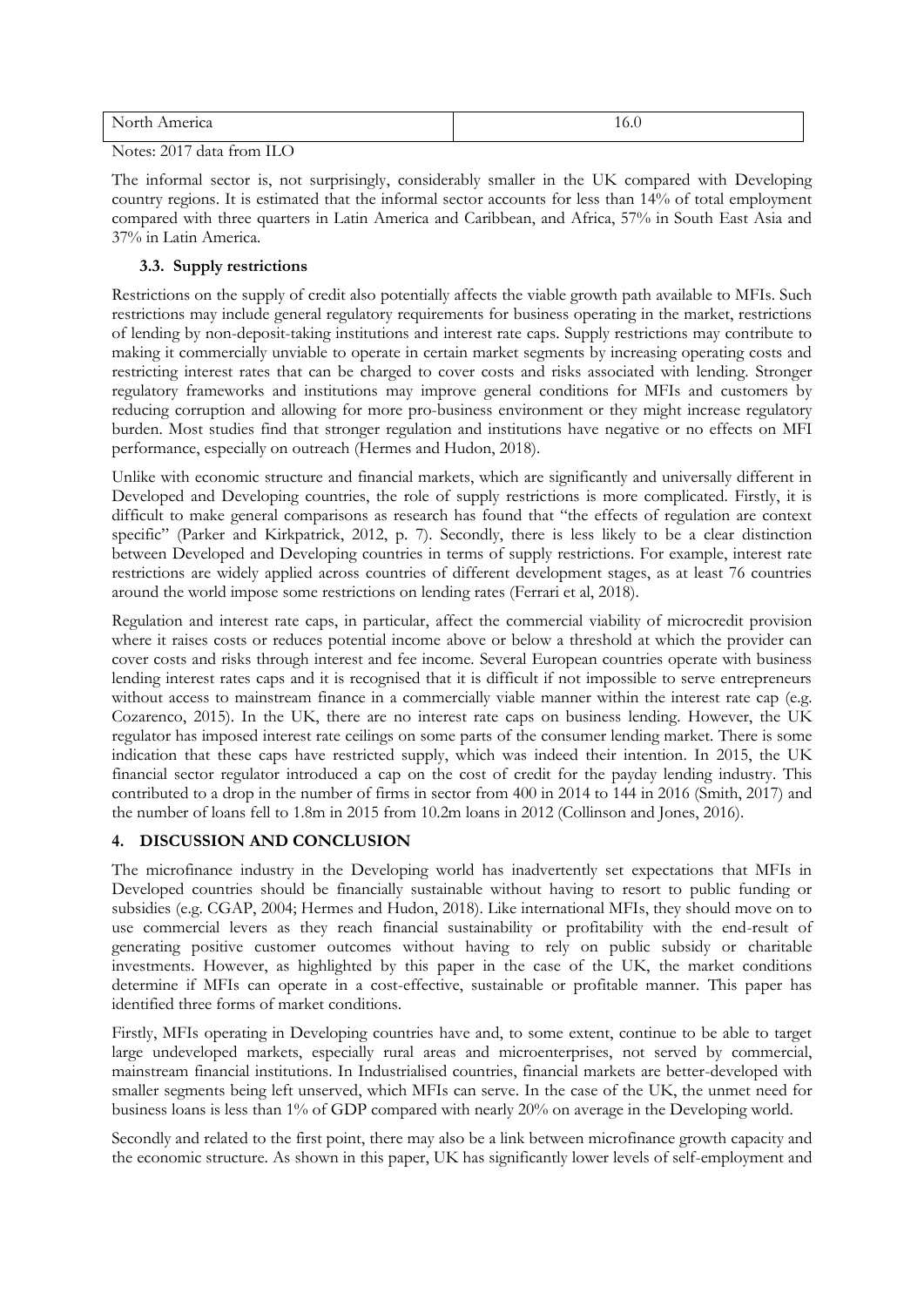| North America | 16.0 |
|---|---|

Notes: 2017 data from ILO

The informal sector is, not surprisingly, considerably smaller in the UK compared with Developing country regions. It is estimated that the informal sector accounts for less than 14% of total employment compared with three quarters in Latin America and Caribbean, and Africa, 57% in South East Asia and 37% in Latin America.

### 3.3. Supply restrictions

Restrictions on the supply of credit also potentially affects the viable growth path available to MFIs. Such restrictions may include general regulatory requirements for business operating in the market, restrictions of lending by non-deposit-taking institutions and interest rate caps. Supply restrictions may contribute to making it commercially unviable to operate in certain market segments by increasing operating costs and restricting interest rates that can be charged to cover costs and risks associated with lending. Stronger regulatory frameworks and institutions may improve general conditions for MFIs and customers by reducing corruption and allowing for more pro-business environment or they might increase regulatory burden. Most studies find that stronger regulation and institutions have negative or no effects on MFI performance, especially on outreach (Hermes and Hudon, 2018).

Unlike with economic structure and financial markets, which are significantly and universally different in Developed and Developing countries, the role of supply restrictions is more complicated. Firstly, it is difficult to make general comparisons as research has found that "the effects of regulation are context specific" (Parker and Kirkpatrick, 2012, p. 7). Secondly, there is less likely to be a clear distinction between Developed and Developing countries in terms of supply restrictions. For example, interest rate restrictions are widely applied across countries of different development stages, as at least 76 countries around the world impose some restrictions on lending rates (Ferrari et al, 2018).

Regulation and interest rate caps, in particular, affect the commercial viability of microcredit provision where it raises costs or reduces potential income above or below a threshold at which the provider can cover costs and risks through interest and fee income. Several European countries operate with business lending interest rates caps and it is recognised that it is difficult if not impossible to serve entrepreneurs without access to mainstream finance in a commercially viable manner within the interest rate cap (e.g. Cozarenco, 2015). In the UK, there are no interest rate caps on business lending. However, the UK regulator has imposed interest rate ceilings on some parts of the consumer lending market. There is some indication that these caps have restricted supply, which was indeed their intention. In 2015, the UK financial sector regulator introduced a cap on the cost of credit for the payday lending industry. This contributed to a drop in the number of firms in sector from 400 in 2014 to 144 in 2016 (Smith, 2017) and the number of loans fell to 1.8m in 2015 from 10.2m loans in 2012 (Collinson and Jones, 2016).

## 4. DISCUSSION AND CONCLUSION

The microfinance industry in the Developing world has inadvertently set expectations that MFIs in Developed countries should be financially sustainable without having to resort to public funding or subsidies (e.g. CGAP, 2004; Hermes and Hudon, 2018). Like international MFIs, they should move on to use commercial levers as they reach financial sustainability or profitability with the end-result of generating positive customer outcomes without having to rely on public subsidy or charitable investments. However, as highlighted by this paper in the case of the UK, the market conditions determine if MFIs can operate in a cost-effective, sustainable or profitable manner. This paper has identified three forms of market conditions.

Firstly, MFIs operating in Developing countries have and, to some extent, continue to be able to target large undeveloped markets, especially rural areas and microenterprises, not served by commercial, mainstream financial institutions. In Industrialised countries, financial markets are better-developed with smaller segments being left unserved, which MFIs can serve. In the case of the UK, the unmet need for business loans is less than 1% of GDP compared with nearly 20% on average in the Developing world.

Secondly and related to the first point, there may also be a link between microfinance growth capacity and the economic structure. As shown in this paper, UK has significantly lower levels of self-employment and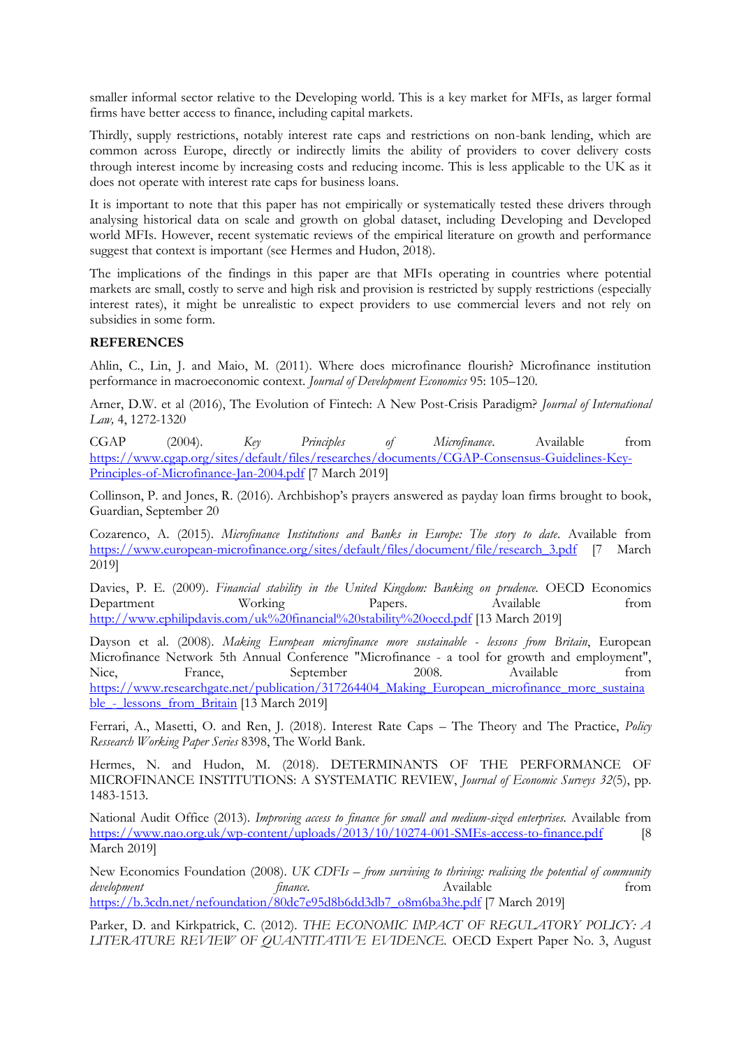smaller informal sector relative to the Developing world. This is a key market for MFIs, as larger formal firms have better access to finance, including capital markets.

Thirdly, supply restrictions, notably interest rate caps and restrictions on non-bank lending, which are common across Europe, directly or indirectly limits the ability of providers to cover delivery costs through interest income by increasing costs and reducing income. This is less applicable to the UK as it does not operate with interest rate caps for business loans.

It is important to note that this paper has not empirically or systematically tested these drivers through analysing historical data on scale and growth on global dataset, including Developing and Developed world MFIs. However, recent systematic reviews of the empirical literature on growth and performance suggest that context is important (see Hermes and Hudon, 2018).

The implications of the findings in this paper are that MFIs operating in countries where potential markets are small, costly to serve and high risk and provision is restricted by supply restrictions (especially interest rates), it might be unrealistic to expect providers to use commercial levers and not rely on subsidies in some form.

**REFERENCES**

Ahlin, C., Lin, J. and Maio, M. (2011). Where does microfinance flourish? Microfinance institution performance in macroeconomic context. *Journal of Development Economics* 95: 105–120.

Arner, D.W. et al (2016), The Evolution of Fintech: A New Post-Crisis Paradigm? *Journal of International Law,* 4, 1272-1320

CGAP (2004). *Key Principles of Microfinance*. Available from https://www.cgap.org/sites/default/files/researches/documents/CGAP-Consensus-Guidelines-Key-Principles-of-Microfinance-Jan-2004.pdf [7 March 2019]

Collinson, P. and Jones, R. (2016). Archbishop's prayers answered as payday loan firms brought to book, Guardian, September 20

Cozarenco, A. (2015). *Microfinance Institutions and Banks in Europe: The story to date*. Available from https://www.european-microfinance.org/sites/default/files/document/file/research_3.pdf [7 March 2019]

Davies, P. E. (2009). *Financial stability in the United Kingdom: Banking on prudence.* OECD Economics Department Working Papers. Available from http://www.ephilipdavis.com/uk%20financial%20stability%20oecd.pdf [13 March 2019]

Dayson et al. (2008). *Making European microfinance more sustainable - lessons from Britain*, European Microfinance Network 5th Annual Conference "Microfinance - a tool for growth and employment", Nice, France, September 2008. Available from https://www.researchgate.net/publication/317264404_Making_European_microfinance_more_sustainable_-_lessons_from_Britain [13 March 2019]

Ferrari, A., Masetti, O. and Ren, J. (2018). Interest Rate Caps – The Theory and The Practice, *Policy Ressearch Working Paper Series* 8398, The World Bank.

Hermes, N. and Hudon, M. (2018). DETERMINANTS OF THE PERFORMANCE OF MICROFINANCE INSTITUTIONS: A SYSTEMATIC REVIEW, *Journal of Economic Surveys 32*(5), pp. 1483-1513.

National Audit Office (2013). *Improving access to finance for small and medium-sized enterprises.* Available from https://www.nao.org.uk/wp-content/uploads/2013/10/10274-001-SMEs-access-to-finance.pdf [8 March 2019]

New Economics Foundation (2008). *UK CDFIs – from surviving to thriving: realising the potential of community development finance.* Available from https://b.3cdn.net/nefoundation/80dc7e95d8b6dd3db7_o8m6ba3he.pdf [7 March 2019]

Parker, D. and Kirkpatrick, C. (2012). *THE ECONOMIC IMPACT OF REGULATORY POLICY: A LITERATURE REVIEW OF QUANTITATIVE EVIDENCE.* OECD Expert Paper No. 3, August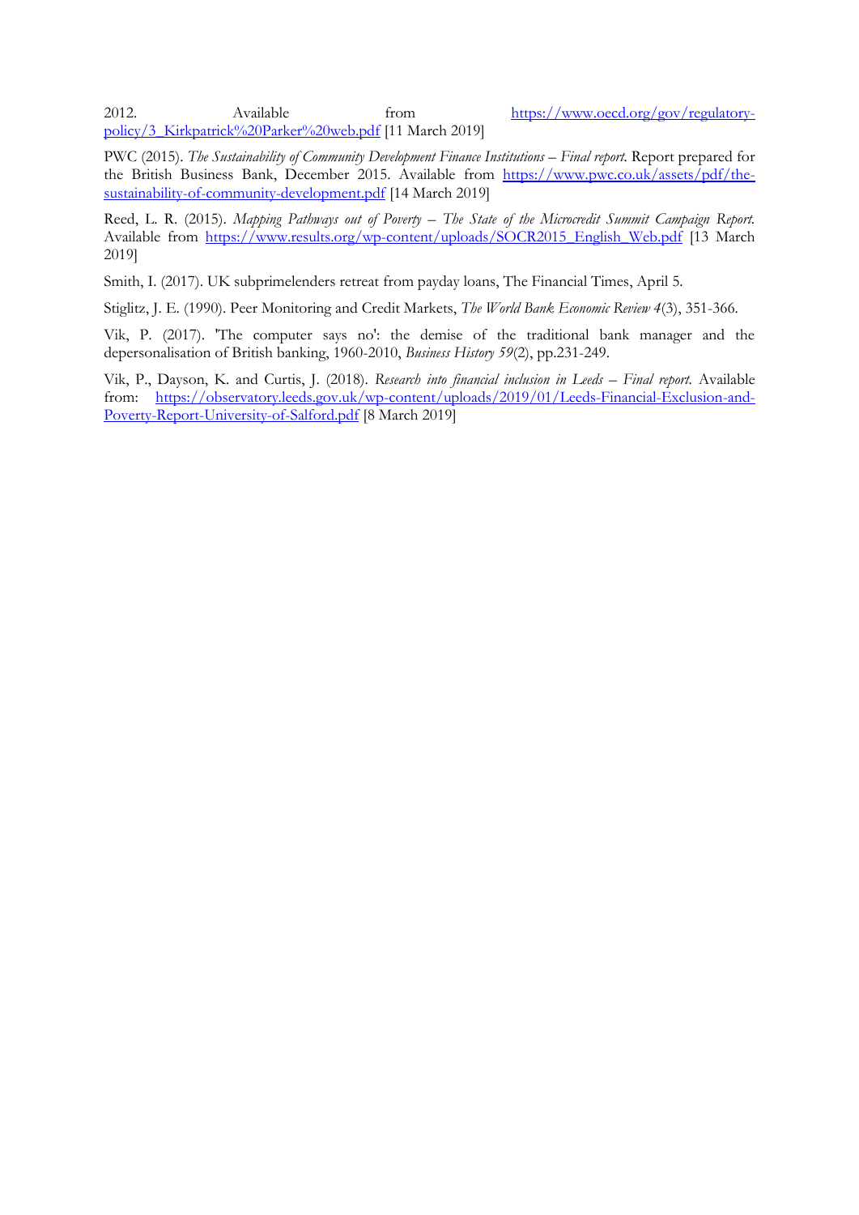2012. Available from https://www.oecd.org/gov/regulatory-policy/3_Kirkpatrick%20Parker%20web.pdf [11 March 2019]

PWC (2015). *The Sustainability of Community Development Finance Institutions – Final report.* Report prepared for the British Business Bank, December 2015. Available from https://www.pwc.co.uk/assets/pdf/the-sustainability-of-community-development.pdf [14 March 2019]

Reed, L. R. (2015). *Mapping Pathways out of Poverty – The State of the Microcredit Summit Campaign Report.* Available from https://www.results.org/wp-content/uploads/SOCR2015_English_Web.pdf [13 March 2019]

Smith, I. (2017). UK subprimelenders retreat from payday loans, The Financial Times, April 5.

Stiglitz, J. E. (1990). Peer Monitoring and Credit Markets, *The World Bank Economic Review 4*(3), 351-366.

Vik, P. (2017). 'The computer says no': the demise of the traditional bank manager and the depersonalisation of British banking, 1960-2010, *Business History 59*(2), pp.231-249.

Vik, P., Dayson, K. and Curtis, J. (2018). *Research into financial inclusion in Leeds – Final report.* Available from: https://observatory.leeds.gov.uk/wp-content/uploads/2019/01/Leeds-Financial-Exclusion-and-Poverty-Report-University-of-Salford.pdf [8 March 2019]